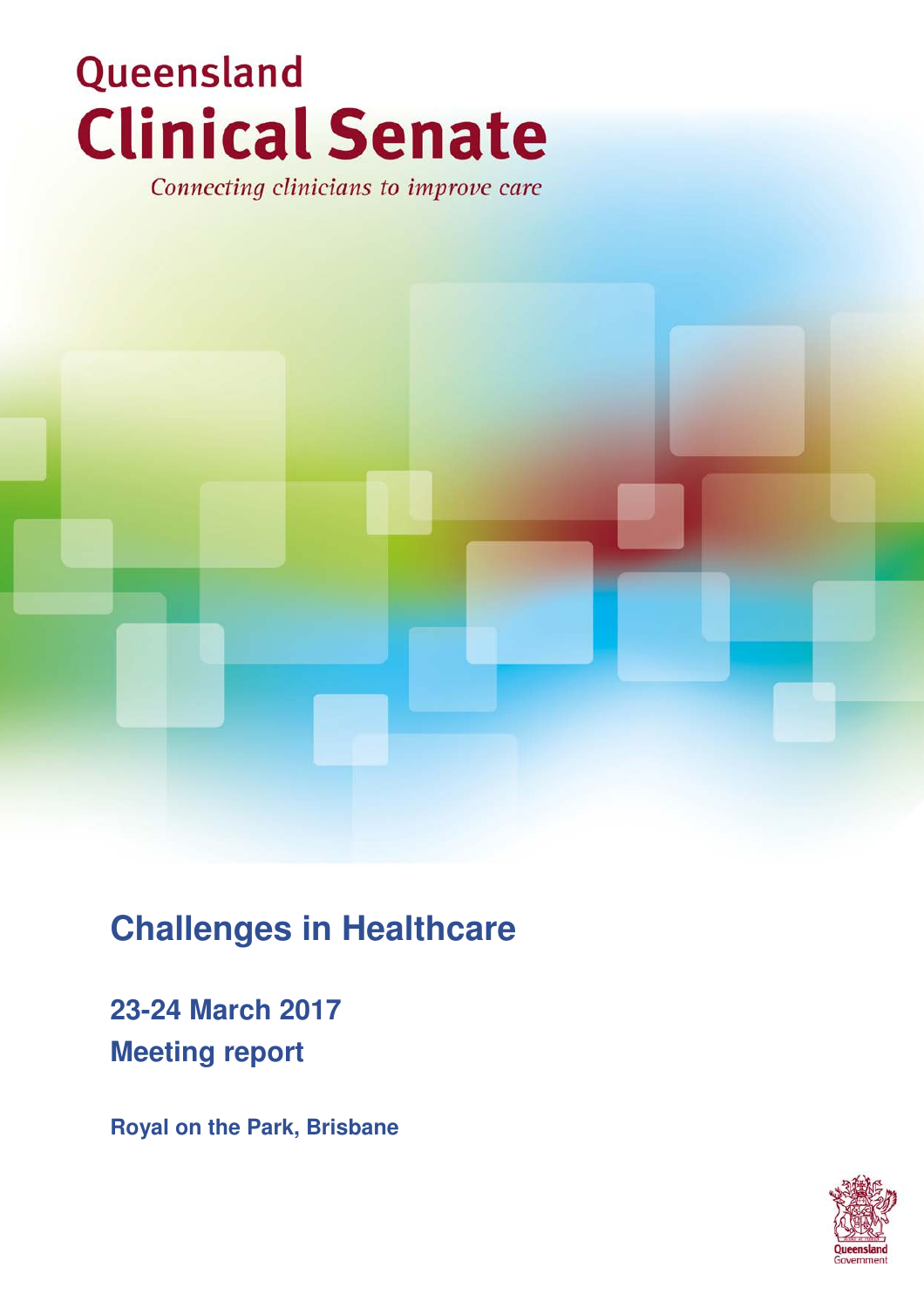# Queensland Clinical Senate

*Connecting clinicians to improve care*

## Challenges in Healthcare

**23-24 March 2017**

**Meeting report**

**Royal on the Park, Brisbane**

Queensland Government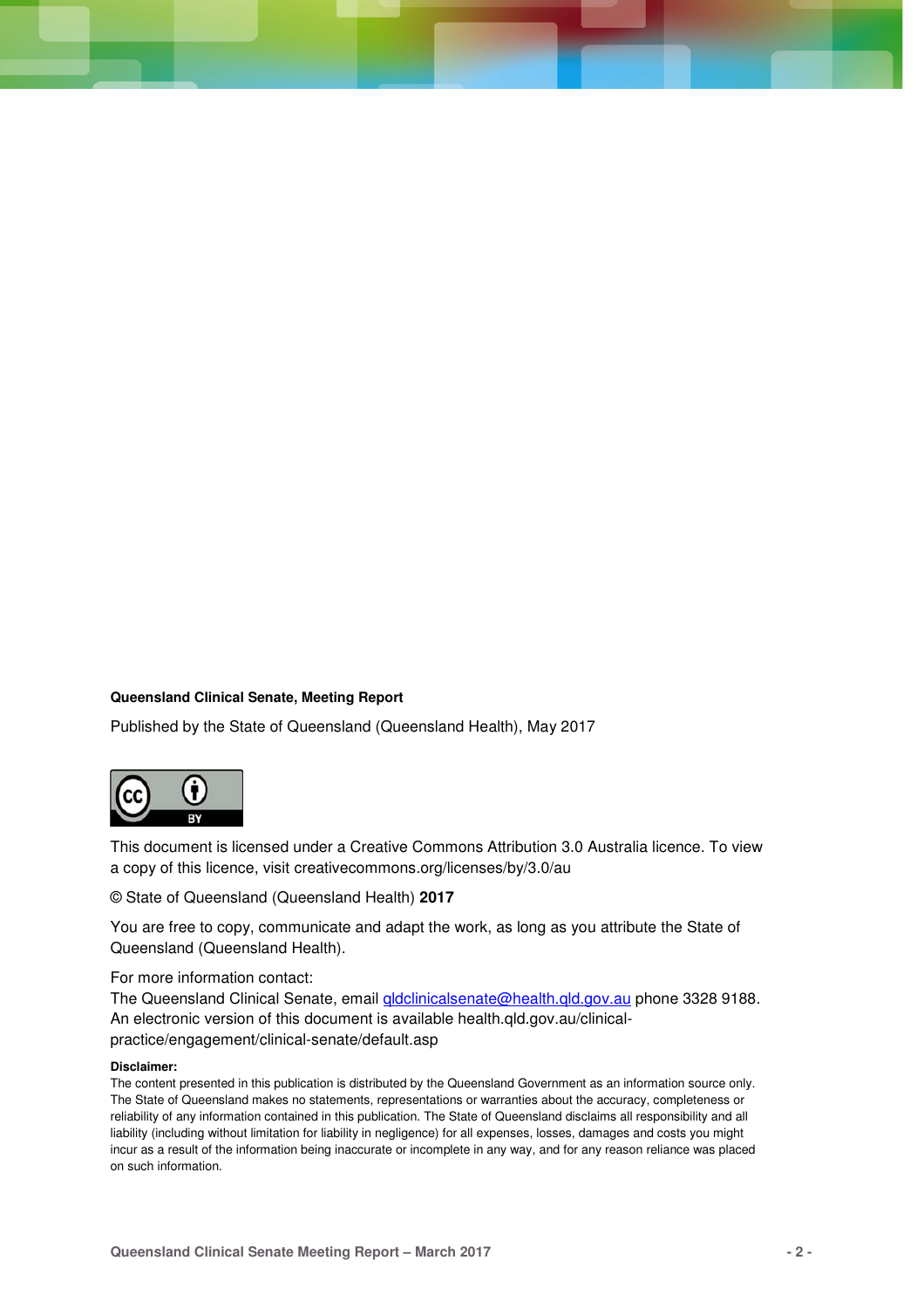**Queensland Clinical Senate, Meeting Report**

Published by the State of Queensland (Queensland Health), May 2017

This document is licensed under a Creative Commons Attribution 3.0 Australia licence. To view a copy of this licence, visit creativecommons.org/licenses/by/3.0/au

© State of Queensland (Queensland Health) **2017**

You are free to copy, communicate and adapt the work, as long as you attribute the State of Queensland (Queensland Health).

For more information contact:
The Queensland Clinical Senate, email qldclinicalsenate@health.qld.gov.au phone 3328 9188.
An electronic version of this document is available health.qld.gov.au/clinical-practice/engagement/clinical-senate/default.asp

**Disclaimer:**
The content presented in this publication is distributed by the Queensland Government as an information source only. The State of Queensland makes no statements, representations or warranties about the accuracy, completeness or reliability of any information contained in this publication. The State of Queensland disclaims all responsibility and all liability (including without limitation for liability in negligence) for all expenses, losses, damages and costs you might incur as a result of the information being inaccurate or incomplete in any way, and for any reason reliance was placed on such information.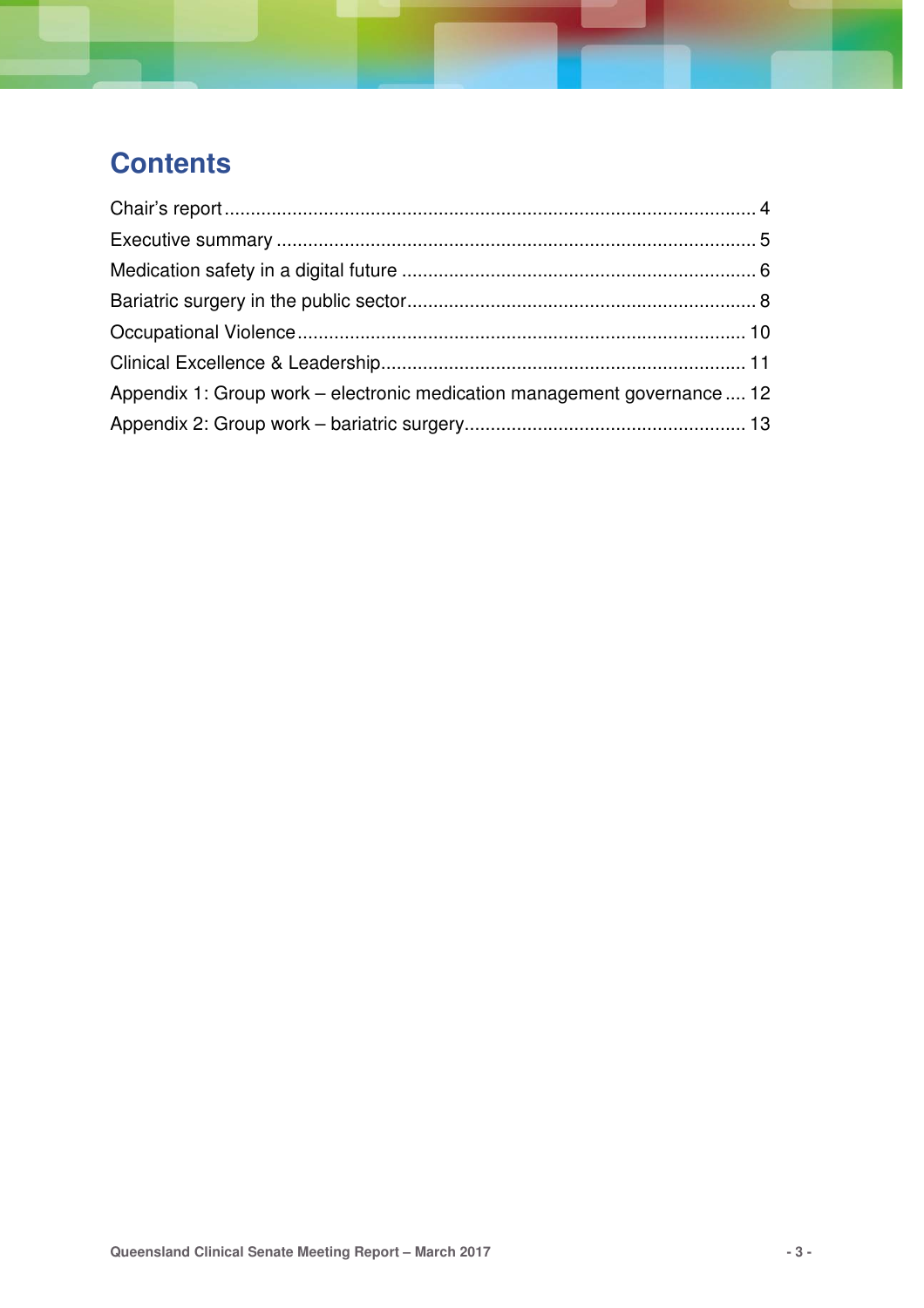# Contents

Chair's report.................................................................................................. 4
Executive summary ........................................................................................ 5
Medication safety in a digital future ................................................................ 6
Bariatric surgery in the public sector................................................................ 8
Occupational Violence.................................................................................. 10
Clinical Excellence & Leadership.................................................................. 11
Appendix 1: Group work – electronic medication management governance .... 12
Appendix 2: Group work – bariatric surgery.................................................. 13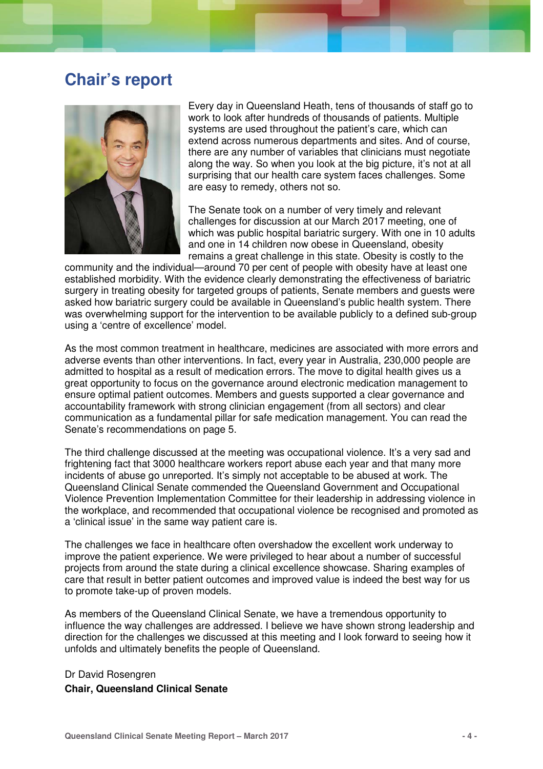# Chair's report

Every day in Queensland Heath, tens of thousands of staff go to work to look after hundreds of thousands of patients. Multiple systems are used throughout the patient's care, which can extend across numerous departments and sites. And of course, there are any number of variables that clinicians must negotiate along the way. So when you look at the big picture, it's not at all surprising that our health care system faces challenges. Some are easy to remedy, others not so.

The Senate took on a number of very timely and relevant challenges for discussion at our March 2017 meeting, one of which was public hospital bariatric surgery. With one in 10 adults and one in 14 children now obese in Queensland, obesity remains a great challenge in this state. Obesity is costly to the community and the individual—around 70 per cent of people with obesity have at least one established morbidity. With the evidence clearly demonstrating the effectiveness of bariatric surgery in treating obesity for targeted groups of patients, Senate members and guests were asked how bariatric surgery could be available in Queensland's public health system. There was overwhelming support for the intervention to be available publicly to a defined sub-group using a 'centre of excellence' model.

As the most common treatment in healthcare, medicines are associated with more errors and adverse events than other interventions. In fact, every year in Australia, 230,000 people are admitted to hospital as a result of medication errors. The move to digital health gives us a great opportunity to focus on the governance around electronic medication management to ensure optimal patient outcomes. Members and guests supported a clear governance and accountability framework with strong clinician engagement (from all sectors) and clear communication as a fundamental pillar for safe medication management. You can read the Senate's recommendations on page 5.

The third challenge discussed at the meeting was occupational violence. It's a very sad and frightening fact that 3000 healthcare workers report abuse each year and that many more incidents of abuse go unreported. It's simply not acceptable to be abused at work. The Queensland Clinical Senate commended the Queensland Government and Occupational Violence Prevention Implementation Committee for their leadership in addressing violence in the workplace, and recommended that occupational violence be recognised and promoted as a 'clinical issue' in the same way patient care is.

The challenges we face in healthcare often overshadow the excellent work underway to improve the patient experience. We were privileged to hear about a number of successful projects from around the state during a clinical excellence showcase. Sharing examples of care that result in better patient outcomes and improved value is indeed the best way for us to promote take-up of proven models.

As members of the Queensland Clinical Senate, we have a tremendous opportunity to influence the way challenges are addressed. I believe we have shown strong leadership and direction for the challenges we discussed at this meeting and I look forward to seeing how it unfolds and ultimately benefits the people of Queensland.

Dr David Rosengren
**Chair, Queensland Clinical Senate**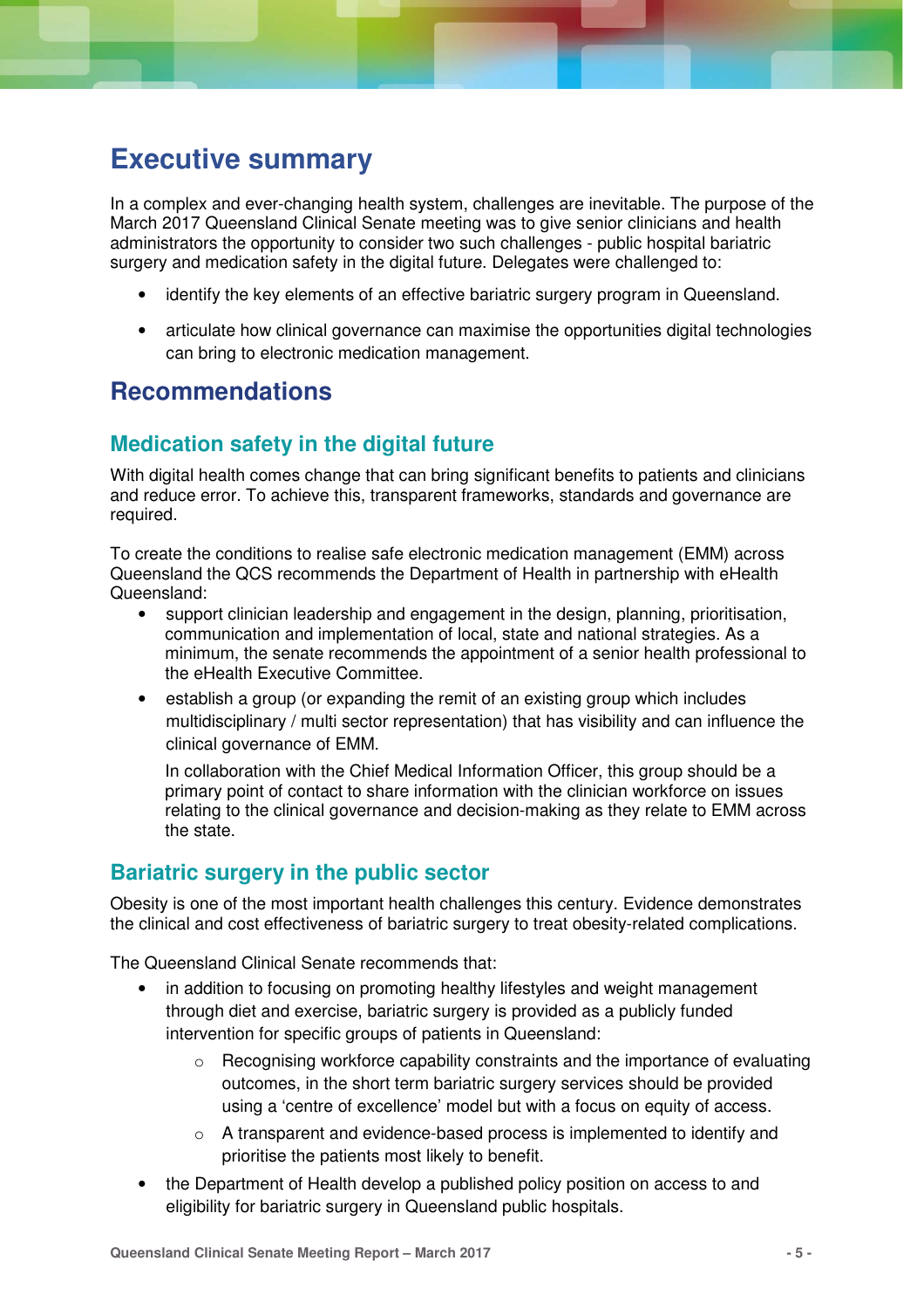# Executive summary

In a complex and ever-changing health system, challenges are inevitable. The purpose of the March 2017 Queensland Clinical Senate meeting was to give senior clinicians and health administrators the opportunity to consider two such challenges - public hospital bariatric surgery and medication safety in the digital future. Delegates were challenged to:

- identify the key elements of an effective bariatric surgery program in Queensland.
- articulate how clinical governance can maximise the opportunities digital technologies can bring to electronic medication management.

# Recommendations

## Medication safety in the digital future

With digital health comes change that can bring significant benefits to patients and clinicians and reduce error. To achieve this, transparent frameworks, standards and governance are required.

To create the conditions to realise safe electronic medication management (EMM) across Queensland the QCS recommends the Department of Health in partnership with eHealth Queensland:

- support clinician leadership and engagement in the design, planning, prioritisation, communication and implementation of local, state and national strategies. As a minimum, the senate recommends the appointment of a senior health professional to the eHealth Executive Committee.
- establish a group (or expanding the remit of an existing group which includes multidisciplinary / multi sector representation) that has visibility and can influence the clinical governance of EMM.

  In collaboration with the Chief Medical Information Officer, this group should be a primary point of contact to share information with the clinician workforce on issues relating to the clinical governance and decision-making as they relate to EMM across the state.

## Bariatric surgery in the public sector

Obesity is one of the most important health challenges this century. Evidence demonstrates the clinical and cost effectiveness of bariatric surgery to treat obesity-related complications.

The Queensland Clinical Senate recommends that:

- in addition to focusing on promoting healthy lifestyles and weight management through diet and exercise, bariatric surgery is provided as a publicly funded intervention for specific groups of patients in Queensland:
  - Recognising workforce capability constraints and the importance of evaluating outcomes, in the short term bariatric surgery services should be provided using a 'centre of excellence' model but with a focus on equity of access.
  - A transparent and evidence-based process is implemented to identify and prioritise the patients most likely to benefit.
- the Department of Health develop a published policy position on access to and eligibility for bariatric surgery in Queensland public hospitals.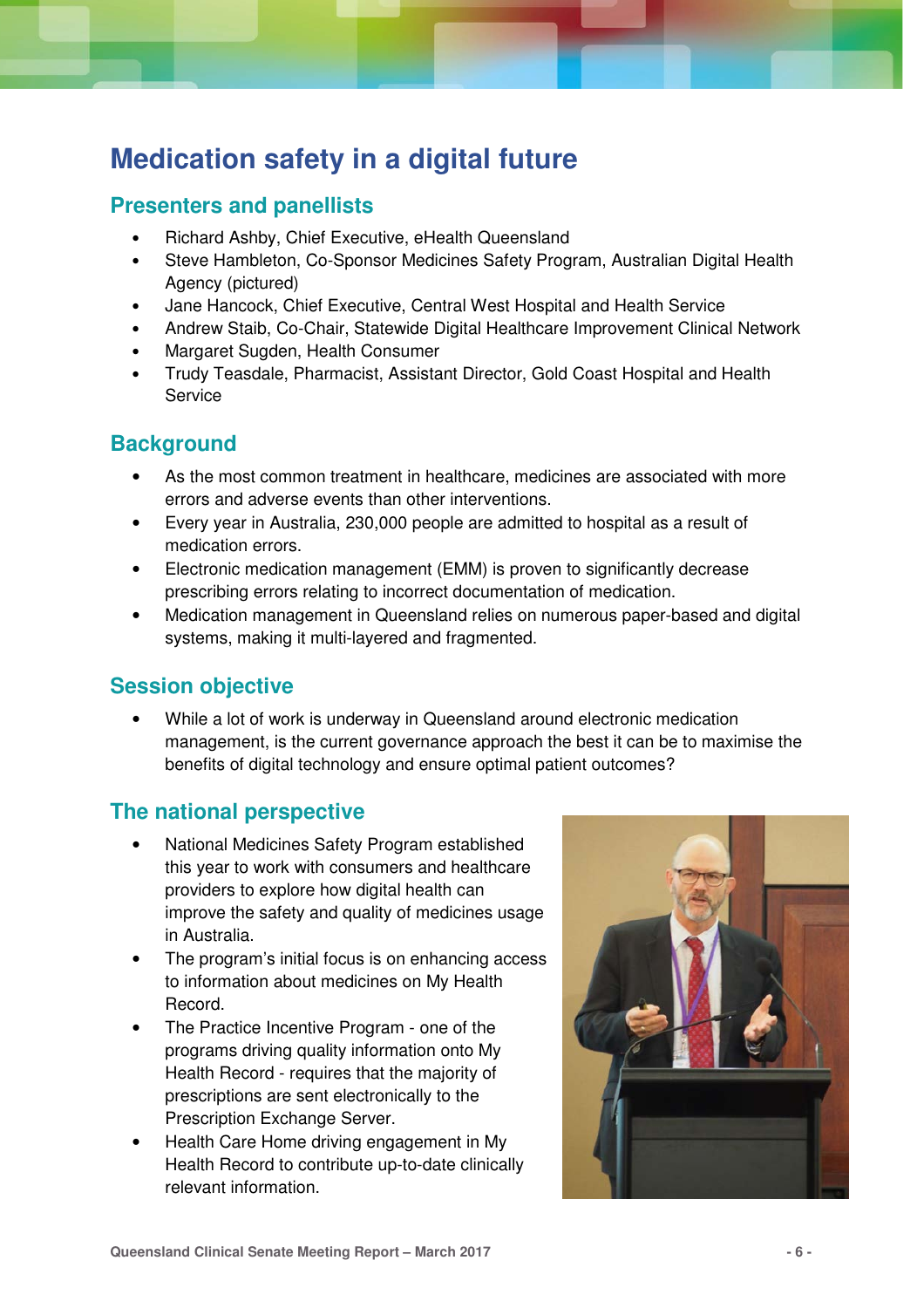# Medication safety in a digital future

## Presenters and panellists

- Richard Ashby, Chief Executive, eHealth Queensland
- Steve Hambleton, Co-Sponsor Medicines Safety Program, Australian Digital Health Agency (pictured)
- Jane Hancock, Chief Executive, Central West Hospital and Health Service
- Andrew Staib, Co-Chair, Statewide Digital Healthcare Improvement Clinical Network
- Margaret Sugden, Health Consumer
- Trudy Teasdale, Pharmacist, Assistant Director, Gold Coast Hospital and Health Service

## Background

- As the most common treatment in healthcare, medicines are associated with more errors and adverse events than other interventions.
- Every year in Australia, 230,000 people are admitted to hospital as a result of medication errors.
- Electronic medication management (EMM) is proven to significantly decrease prescribing errors relating to incorrect documentation of medication.
- Medication management in Queensland relies on numerous paper-based and digital systems, making it multi-layered and fragmented.

## Session objective

- While a lot of work is underway in Queensland around electronic medication management, is the current governance approach the best it can be to maximise the benefits of digital technology and ensure optimal patient outcomes?

## The national perspective

- National Medicines Safety Program established this year to work with consumers and healthcare providers to explore how digital health can improve the safety and quality of medicines usage in Australia.
- The program's initial focus is on enhancing access to information about medicines on My Health Record.
- The Practice Incentive Program - one of the programs driving quality information onto My Health Record - requires that the majority of prescriptions are sent electronically to the Prescription Exchange Server.
- Health Care Home driving engagement in My Health Record to contribute up-to-date clinically relevant information.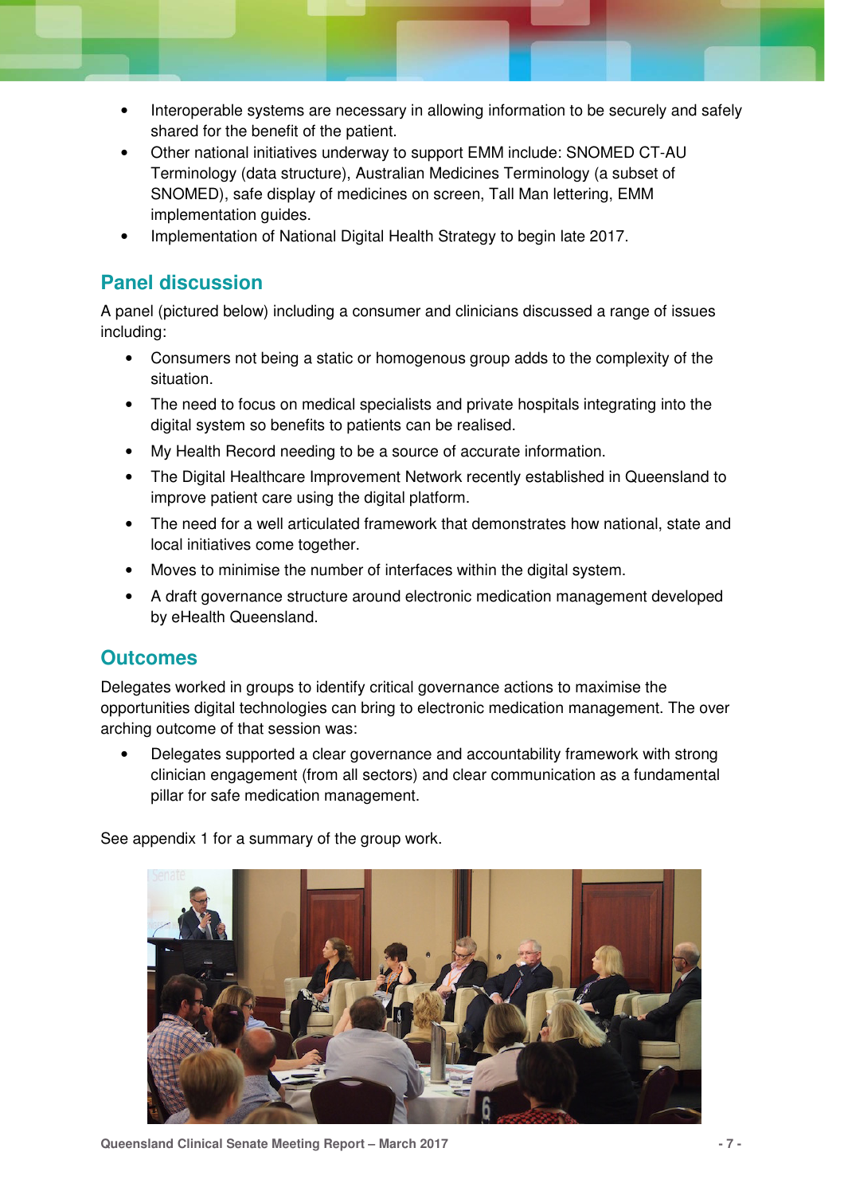- Interoperable systems are necessary in allowing information to be securely and safely shared for the benefit of the patient.
- Other national initiatives underway to support EMM include: SNOMED CT-AU Terminology (data structure), Australian Medicines Terminology (a subset of SNOMED), safe display of medicines on screen, Tall Man lettering, EMM implementation guides.
- Implementation of National Digital Health Strategy to begin late 2017.

## Panel discussion

A panel (pictured below) including a consumer and clinicians discussed a range of issues including:

- Consumers not being a static or homogenous group adds to the complexity of the situation.
- The need to focus on medical specialists and private hospitals integrating into the digital system so benefits to patients can be realised.
- My Health Record needing to be a source of accurate information.
- The Digital Healthcare Improvement Network recently established in Queensland to improve patient care using the digital platform.
- The need for a well articulated framework that demonstrates how national, state and local initiatives come together.
- Moves to minimise the number of interfaces within the digital system.
- A draft governance structure around electronic medication management developed by eHealth Queensland.

## Outcomes

Delegates worked in groups to identify critical governance actions to maximise the opportunities digital technologies can bring to electronic medication management. The over arching outcome of that session was:

- Delegates supported a clear governance and accountability framework with strong clinician engagement (from all sectors) and clear communication as a fundamental pillar for safe medication management.

See appendix 1 for a summary of the group work.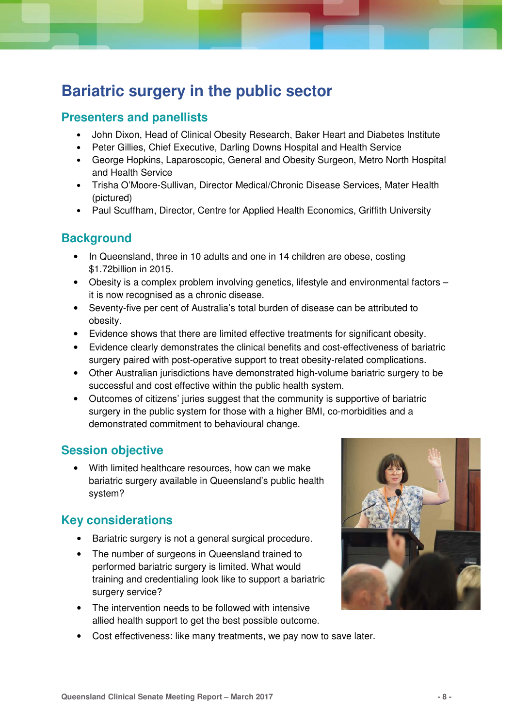# Bariatric surgery in the public sector

## Presenters and panellists

- John Dixon, Head of Clinical Obesity Research, Baker Heart and Diabetes Institute
- Peter Gillies, Chief Executive, Darling Downs Hospital and Health Service
- George Hopkins, Laparoscopic, General and Obesity Surgeon, Metro North Hospital and Health Service
- Trisha O'Moore-Sullivan, Director Medical/Chronic Disease Services, Mater Health (pictured)
- Paul Scuffham, Director, Centre for Applied Health Economics, Griffith University

## Background

- In Queensland, three in 10 adults and one in 14 children are obese, costing $1.72billion in 2015.
- Obesity is a complex problem involving genetics, lifestyle and environmental factors – it is now recognised as a chronic disease.
- Seventy-five per cent of Australia's total burden of disease can be attributed to obesity.
- Evidence shows that there are limited effective treatments for significant obesity.
- Evidence clearly demonstrates the clinical benefits and cost-effectiveness of bariatric surgery paired with post-operative support to treat obesity-related complications.
- Other Australian jurisdictions have demonstrated high-volume bariatric surgery to be successful and cost effective within the public health system.
- Outcomes of citizens' juries suggest that the community is supportive of bariatric surgery in the public system for those with a higher BMI, co-morbidities and a demonstrated commitment to behavioural change.

## Session objective

- With limited healthcare resources, how can we make bariatric surgery available in Queensland's public health system?

## Key considerations

- Bariatric surgery is not a general surgical procedure.
- The number of surgeons in Queensland trained to performed bariatric surgery is limited. What would training and credentialing look like to support a bariatric surgery service?
- The intervention needs to be followed with intensive allied health support to get the best possible outcome.
- Cost effectiveness: like many treatments, we pay now to save later.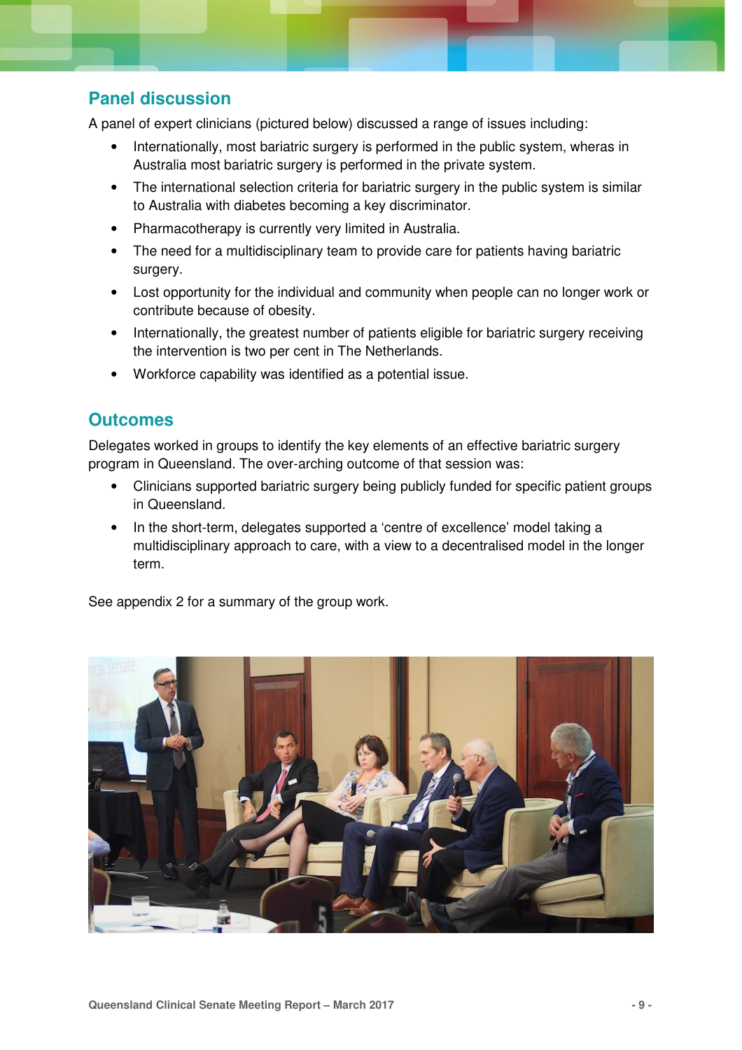## Panel discussion

A panel of expert clinicians (pictured below) discussed a range of issues including:

- Internationally, most bariatric surgery is performed in the public system, wheras in Australia most bariatric surgery is performed in the private system.
- The international selection criteria for bariatric surgery in the public system is similar to Australia with diabetes becoming a key discriminator.
- Pharmacotherapy is currently very limited in Australia.
- The need for a multidisciplinary team to provide care for patients having bariatric surgery.
- Lost opportunity for the individual and community when people can no longer work or contribute because of obesity.
- Internationally, the greatest number of patients eligible for bariatric surgery receiving the intervention is two per cent in The Netherlands.
- Workforce capability was identified as a potential issue.

## Outcomes

Delegates worked in groups to identify the key elements of an effective bariatric surgery program in Queensland. The over-arching outcome of that session was:

- Clinicians supported bariatric surgery being publicly funded for specific patient groups in Queensland.
- In the short-term, delegates supported a 'centre of excellence' model taking a multidisciplinary approach to care, with a view to a decentralised model in the longer term.

See appendix 2 for a summary of the group work.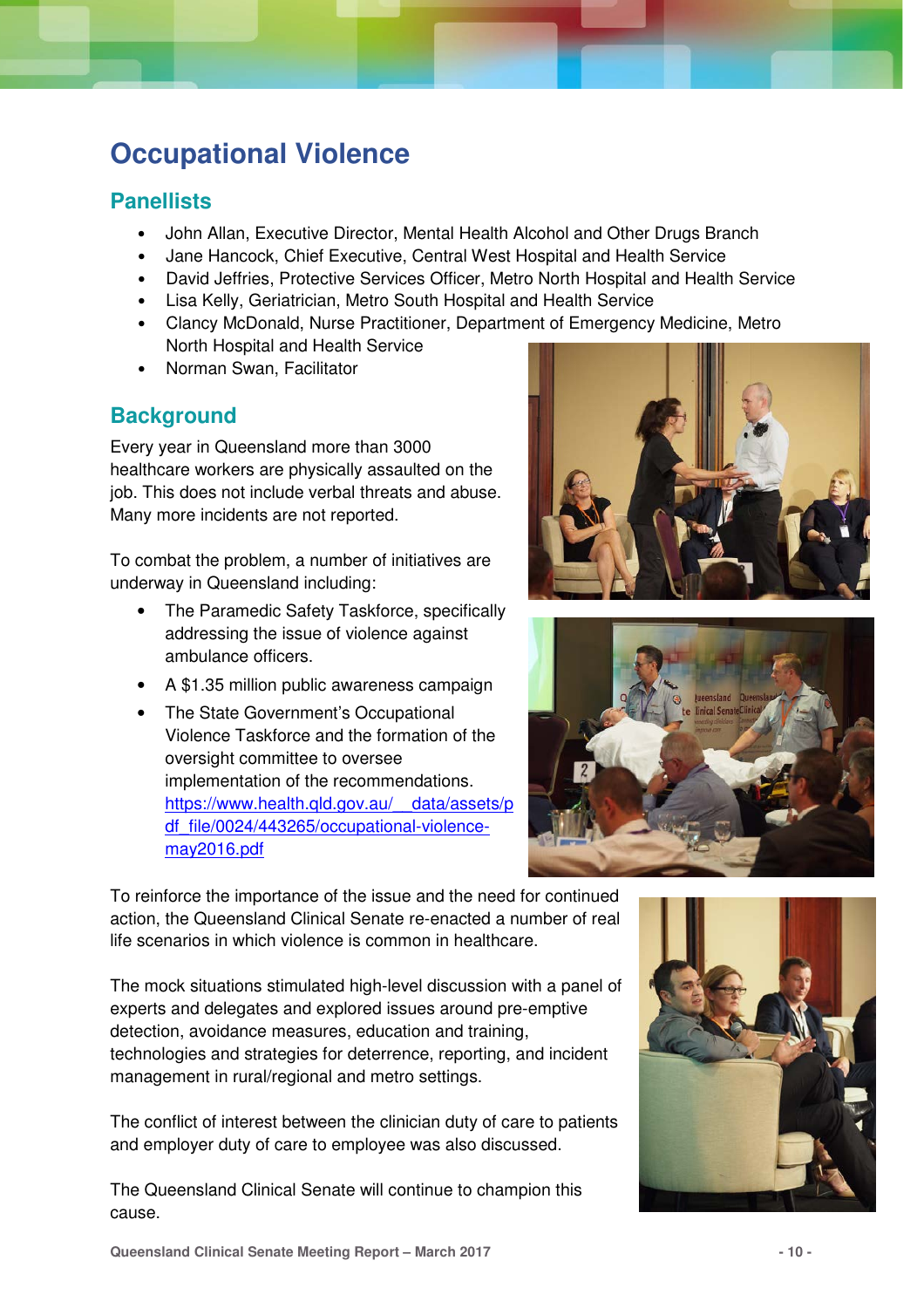# Occupational Violence

## Panellists

- John Allan, Executive Director, Mental Health Alcohol and Other Drugs Branch
- Jane Hancock, Chief Executive, Central West Hospital and Health Service
- David Jeffries, Protective Services Officer, Metro North Hospital and Health Service
- Lisa Kelly, Geriatrician, Metro South Hospital and Health Service
- Clancy McDonald, Nurse Practitioner, Department of Emergency Medicine, Metro North Hospital and Health Service
- Norman Swan, Facilitator

## Background

Every year in Queensland more than 3000 healthcare workers are physically assaulted on the job. This does not include verbal threats and abuse. Many more incidents are not reported.

To combat the problem, a number of initiatives are underway in Queensland including:

- The Paramedic Safety Taskforce, specifically addressing the issue of violence against ambulance officers.
- A $1.35 million public awareness campaign
- The State Government's Occupational Violence Taskforce and the formation of the oversight committee to oversee implementation of the recommendations. https://www.health.qld.gov.au/__data/assets/pdf_file/0024/443265/occupational-violence-may2016.pdf

To reinforce the importance of the issue and the need for continued action, the Queensland Clinical Senate re-enacted a number of real life scenarios in which violence is common in healthcare.

The mock situations stimulated high-level discussion with a panel of experts and delegates and explored issues around pre-emptive detection, avoidance measures, education and training, technologies and strategies for deterrence, reporting, and incident management in rural/regional and metro settings.

The conflict of interest between the clinician duty of care to patients and employer duty of care to employee was also discussed.

The Queensland Clinical Senate will continue to champion this cause.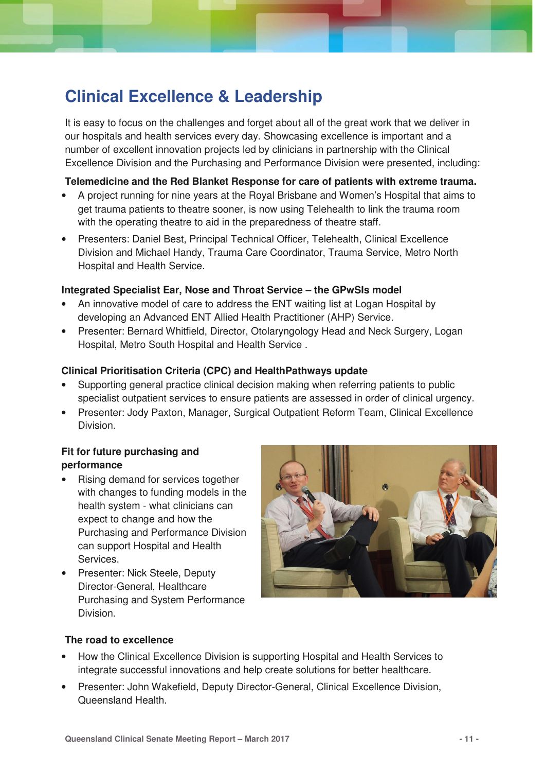# Clinical Excellence & Leadership

It is easy to focus on the challenges and forget about all of the great work that we deliver in our hospitals and health services every day. Showcasing excellence is important and a number of excellent innovation projects led by clinicians in partnership with the Clinical Excellence Division and the Purchasing and Performance Division were presented, including:

**Telemedicine and the Red Blanket Response for care of patients with extreme trauma.**

- A project running for nine years at the Royal Brisbane and Women's Hospital that aims to get trauma patients to theatre sooner, is now using Telehealth to link the trauma room with the operating theatre to aid in the preparedness of theatre staff.
- Presenters: Daniel Best, Principal Technical Officer, Telehealth, Clinical Excellence Division and Michael Handy, Trauma Care Coordinator, Trauma Service, Metro North Hospital and Health Service.

**Integrated Specialist Ear, Nose and Throat Service – the GPwSIs model**

- An innovative model of care to address the ENT waiting list at Logan Hospital by developing an Advanced ENT Allied Health Practitioner (AHP) Service.
- Presenter: Bernard Whitfield, Director, Otolaryngology Head and Neck Surgery, Logan Hospital, Metro South Hospital and Health Service .

**Clinical Prioritisation Criteria (CPC) and HealthPathways update**

- Supporting general practice clinical decision making when referring patients to public specialist outpatient services to ensure patients are assessed in order of clinical urgency.
- Presenter: Jody Paxton, Manager, Surgical Outpatient Reform Team, Clinical Excellence Division.

**Fit for future purchasing and performance**

- Rising demand for services together with changes to funding models in the health system - what clinicians can expect to change and how the Purchasing and Performance Division can support Hospital and Health Services.
- Presenter: Nick Steele, Deputy Director-General, Healthcare Purchasing and System Performance Division.

**The road to excellence**

- How the Clinical Excellence Division is supporting Hospital and Health Services to integrate successful innovations and help create solutions for better healthcare.
- Presenter: John Wakefield, Deputy Director-General, Clinical Excellence Division, Queensland Health.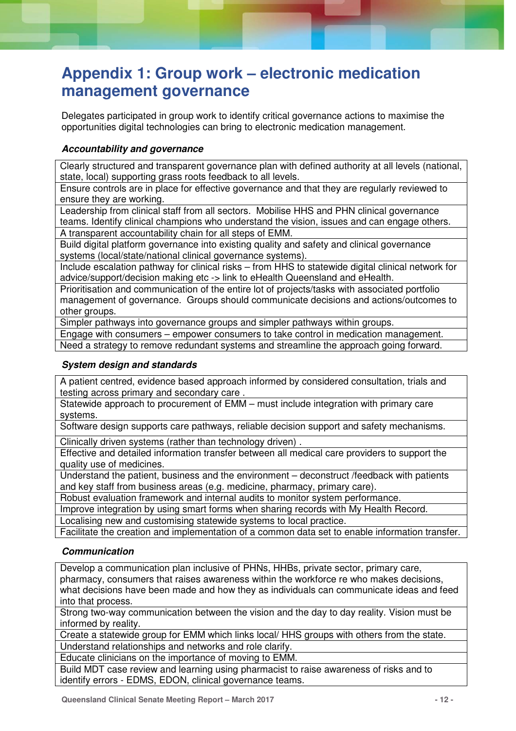# Appendix 1: Group work – electronic medication management governance

Delegates participated in group work to identify critical governance actions to maximise the opportunities digital technologies can bring to electronic medication management.

#### *Accountability and governance*

| |
|---|
| Clearly structured and transparent governance plan with defined authority at all levels (national, state, local) supporting grass roots feedback to all levels. |
| Ensure controls are in place for effective governance and that they are regularly reviewed to ensure they are working. |
| Leadership from clinical staff from all sectors. Mobilise HHS and PHN clinical governance teams. Identify clinical champions who understand the vision, issues and can engage others. |
| A transparent accountability chain for all steps of EMM. |
| Build digital platform governance into existing quality and safety and clinical governance systems (local/state/national clinical governance systems). |
| Include escalation pathway for clinical risks – from HHS to statewide digital clinical network for advice/support/decision making etc -> link to eHealth Queensland and eHealth. |
| Prioritisation and communication of the entire lot of projects/tasks with associated portfolio management of governance. Groups should communicate decisions and actions/outcomes to other groups. |
| Simpler pathways into governance groups and simpler pathways within groups. |
| Engage with consumers – empower consumers to take control in medication management. |
| Need a strategy to remove redundant systems and streamline the approach going forward. |

#### *System design and standards*

| |
|---|
| A patient centred, evidence based approach informed by considered consultation, trials and testing across primary and secondary care . |
| Statewide approach to procurement of EMM – must include integration with primary care systems. |
| Software design supports care pathways, reliable decision support and safety mechanisms. |
| Clinically driven systems (rather than technology driven) . |
| Effective and detailed information transfer between all medical care providers to support the quality use of medicines. |
| Understand the patient, business and the environment – deconstruct /feedback with patients and key staff from business areas (e.g. medicine, pharmacy, primary care). |
| Robust evaluation framework and internal audits to monitor system performance. |
| Improve integration by using smart forms when sharing records with My Health Record. |
| Localising new and customising statewide systems to local practice. |
| Facilitate the creation and implementation of a common data set to enable information transfer. |

#### *Communication*

| |
|---|
| Develop a communication plan inclusive of PHNs, HHBs, private sector, primary care, pharmacy, consumers that raises awareness within the workforce re who makes decisions, what decisions have been made and how they as individuals can communicate ideas and feed into that process. |
| Strong two-way communication between the vision and the day to day reality. Vision must be informed by reality. |
| Create a statewide group for EMM which links local/ HHS groups with others from the state. |
| Understand relationships and networks and role clarify. |
| Educate clinicians on the importance of moving to EMM. |
| Build MDT case review and learning using pharmacist to raise awareness of risks and to identify errors - EDMS, EDON, clinical governance teams. |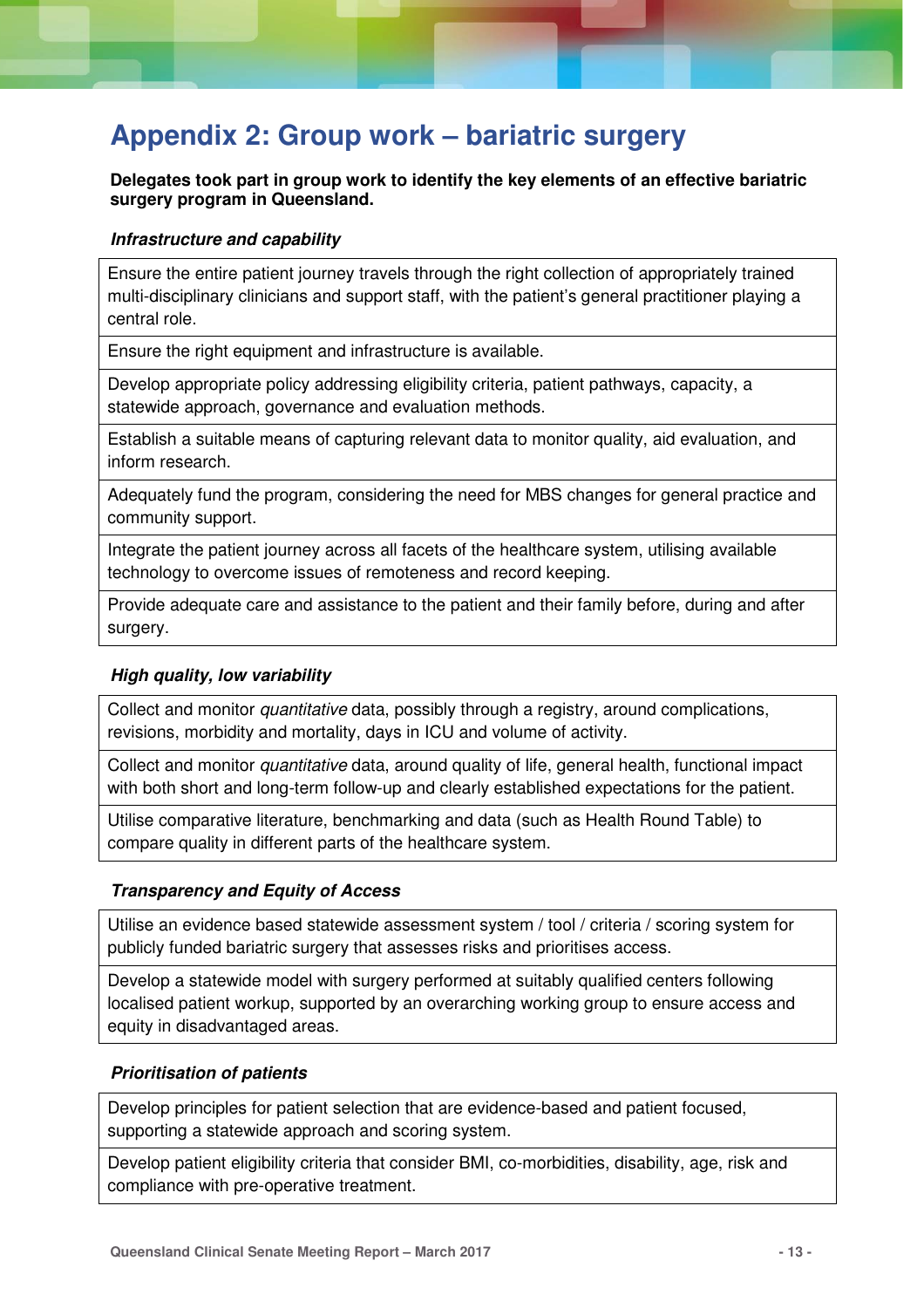# Appendix 2: Group work – bariatric surgery

**Delegates took part in group work to identify the key elements of an effective bariatric surgery program in Queensland.**

***Infrastructure and capability***

| |
|---|
| Ensure the entire patient journey travels through the right collection of appropriately trained multi-disciplinary clinicians and support staff, with the patient's general practitioner playing a central role. |
| Ensure the right equipment and infrastructure is available. |
| Develop appropriate policy addressing eligibility criteria, patient pathways, capacity, a statewide approach, governance and evaluation methods. |
| Establish a suitable means of capturing relevant data to monitor quality, aid evaluation, and inform research. |
| Adequately fund the program, considering the need for MBS changes for general practice and community support. |
| Integrate the patient journey across all facets of the healthcare system, utilising available technology to overcome issues of remoteness and record keeping. |
| Provide adequate care and assistance to the patient and their family before, during and after surgery. |

***High quality, low variability***

| |
|---|
| Collect and monitor *quantitative* data, possibly through a registry, around complications, revisions, morbidity and mortality, days in ICU and volume of activity. |
| Collect and monitor *quantitative* data, around quality of life, general health, functional impact with both short and long-term follow-up and clearly established expectations for the patient. |
| Utilise comparative literature, benchmarking and data (such as Health Round Table) to compare quality in different parts of the healthcare system. |

***Transparency and Equity of Access***

| |
|---|
| Utilise an evidence based statewide assessment system / tool / criteria / scoring system for publicly funded bariatric surgery that assesses risks and prioritises access. |
| Develop a statewide model with surgery performed at suitably qualified centers following localised patient workup, supported by an overarching working group to ensure access and equity in disadvantaged areas. |

***Prioritisation of patients***

| |
|---|
| Develop principles for patient selection that are evidence-based and patient focused, supporting a statewide approach and scoring system. |
| Develop patient eligibility criteria that consider BMI, co-morbidities, disability, age, risk and compliance with pre-operative treatment. |